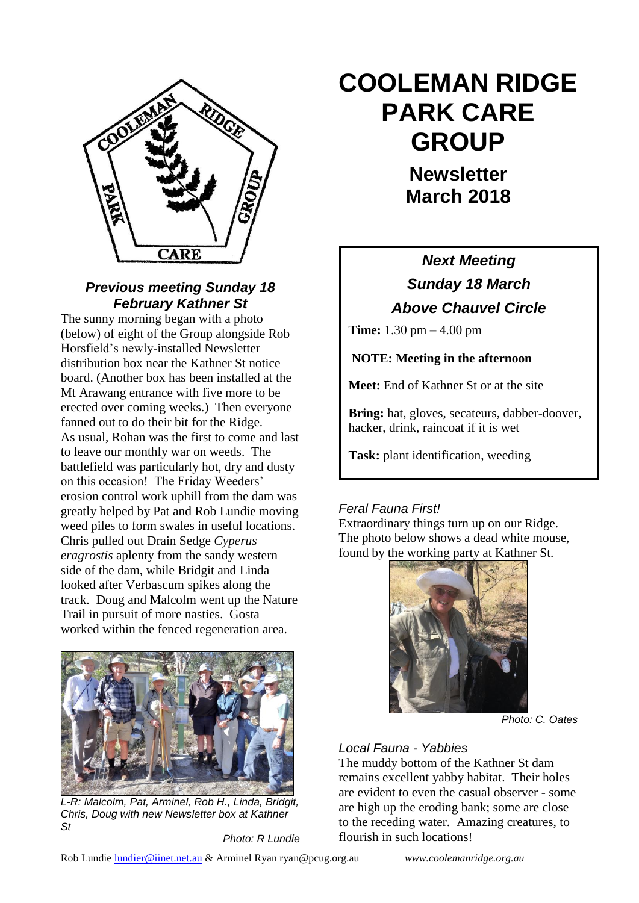# COOLEMAN RIDGE PARK CARE GROUP

## Newsletter March 2018

### *Next Meeting*

### *Sunday 18 March*

### *Above Chauvel Circle*

**Time:** 1.30 pm – 4.00 pm

**NOTE: Meeting in the afternoon**

**Meet:** End of Kathner St or at the site

**Bring:** hat, gloves, secateurs, dabber-doover, hacker, drink, raincoat if it is wet

**Task:** plant identification, weeding

### *Previous meeting Sunday 18 February Kathner St*

The sunny morning began with a photo (below) of eight of the Group alongside Rob Horsfield's newly-installed Newsletter distribution box near the Kathner St notice board. (Another box has been installed at the Mt Arawang entrance with five more to be erected over coming weeks.) Then everyone fanned out to do their bit for the Ridge.

As usual, Rohan was the first to come and last to leave our monthly war on weeds. The battlefield was particularly hot, dry and dusty on this occasion! The Friday Weeders' erosion control work uphill from the dam was greatly helped by Pat and Rob Lundie moving weed piles to form swales in useful locations. Chris pulled out Drain Sedge *Cyperus eragrostis* aplenty from the sandy western side of the dam, while Bridgit and Linda looked after Verbascum spikes along the track. Doug and Malcolm went up the Nature Trail in pursuit of more nasties. Gosta worked within the fenced regeneration area.

*L-R: Malcolm, Pat, Arminel, Rob H., Linda, Bridgit, Chris, Doug with new Newsletter box at Kathner St*

*Photo: R Lundie*

### *Feral Fauna First!*

Extraordinary things turn up on our Ridge. The photo below shows a dead white mouse, found by the working party at Kathner St.

*Photo: C. Oates*

### *Local Fauna - Yabbies*

The muddy bottom of the Kathner St dam remains excellent yabby habitat. Their holes are evident to even the casual observer - some are high up the eroding bank; some are close to the receding water. Amazing creatures, to flourish in such locations!

Rob Lundie lundier@iinet.net.au & Arminel Ryan ryan@pcug.org.au www.coolemanridge.org.au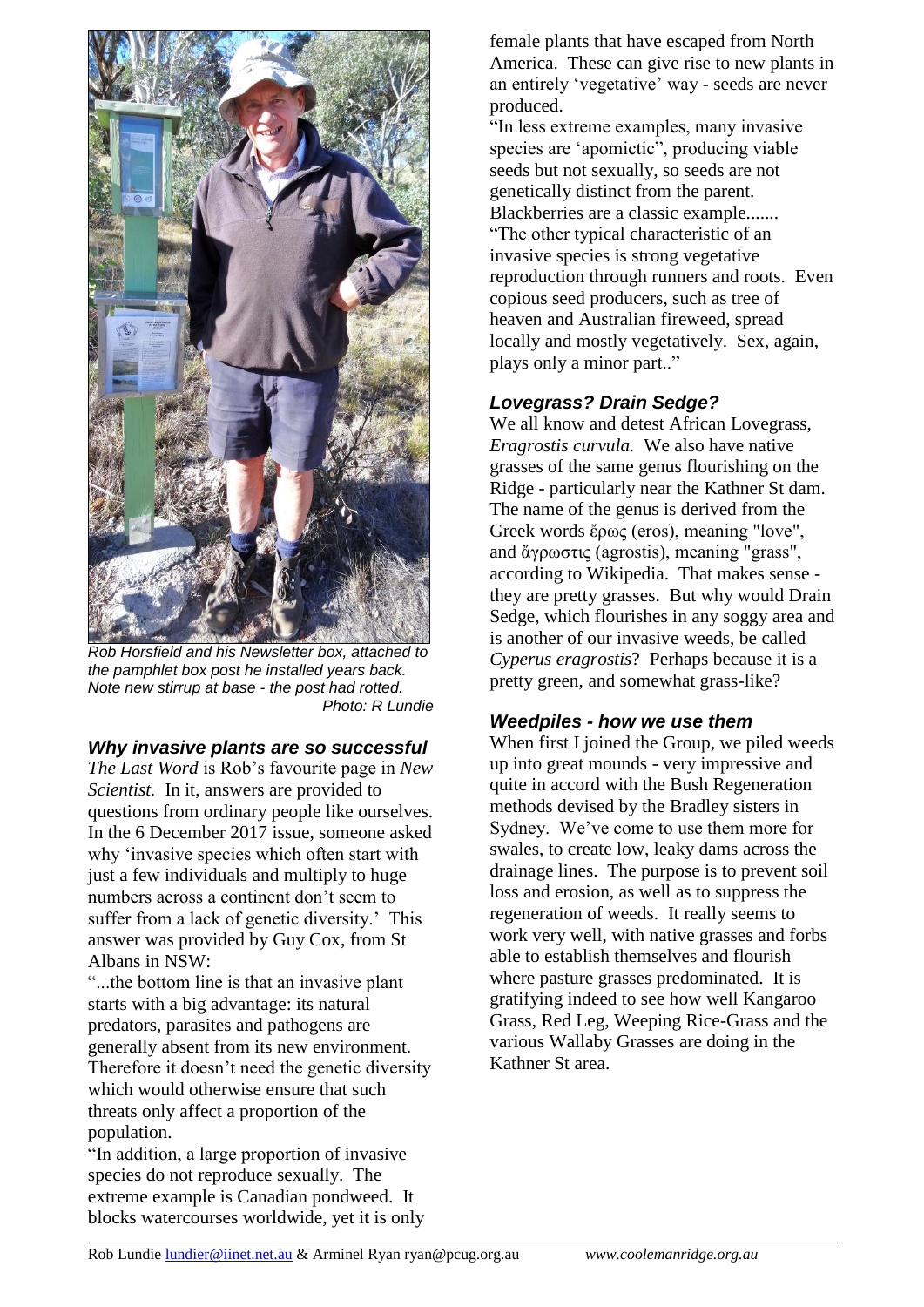*Rob Horsfield and his Newsletter box, attached to the pamphlet box post he installed years back. Note new stirrup at base - the post had rotted.*
*Photo: R Lundie*

### *Why invasive plants are so successful*

*The Last Word* is Rob's favourite page in *New Scientist.* In it, answers are provided to questions from ordinary people like ourselves. In the 6 December 2017 issue, someone asked why 'invasive species which often start with just a few individuals and multiply to huge numbers across a continent don't seem to suffer from a lack of genetic diversity.' This answer was provided by Guy Cox, from St Albans in NSW:

"...the bottom line is that an invasive plant starts with a big advantage: its natural predators, parasites and pathogens are generally absent from its new environment. Therefore it doesn't need the genetic diversity which would otherwise ensure that such threats only affect a proportion of the population.

"In addition, a large proportion of invasive species do not reproduce sexually. The extreme example is Canadian pondweed. It blocks watercourses worldwide, yet it is only female plants that have escaped from North America. These can give rise to new plants in an entirely 'vegetative' way - seeds are never produced.

"In less extreme examples, many invasive species are 'apomictic", producing viable seeds but not sexually, so seeds are not genetically distinct from the parent. Blackberries are a classic example.......

"The other typical characteristic of an invasive species is strong vegetative reproduction through runners and roots. Even copious seed producers, such as tree of heaven and Australian fireweed, spread locally and mostly vegetatively. Sex, again, plays only a minor part.."

### *Lovegrass? Drain Sedge?*

We all know and detest African Lovegrass, *Eragrostis curvula.* We also have native grasses of the same genus flourishing on the Ridge - particularly near the Kathner St dam. The name of the genus is derived from the Greek words ἔρως (eros), meaning "love", and ἄγρωστις (agrostis), meaning "grass", according to Wikipedia. That makes sense - they are pretty grasses. But why would Drain Sedge, which flourishes in any soggy area and is another of our invasive weeds, be called *Cyperus eragrostis*? Perhaps because it is a pretty green, and somewhat grass-like?

### *Weedpiles - how we use them*

When first I joined the Group, we piled weeds up into great mounds - very impressive and quite in accord with the Bush Regeneration methods devised by the Bradley sisters in Sydney. We've come to use them more for swales, to create low, leaky dams across the drainage lines. The purpose is to prevent soil loss and erosion, as well as to suppress the regeneration of weeds. It really seems to work very well, with native grasses and forbs able to establish themselves and flourish where pasture grasses predominated. It is gratifying indeed to see how well Kangaroo Grass, Red Leg, Weeping Rice-Grass and the various Wallaby Grasses are doing in the Kathner St area.

Rob Lundie lundier@iinet.net.au & Arminel Ryan ryan@pcug.org.au *www.coolemanridge.org.au*